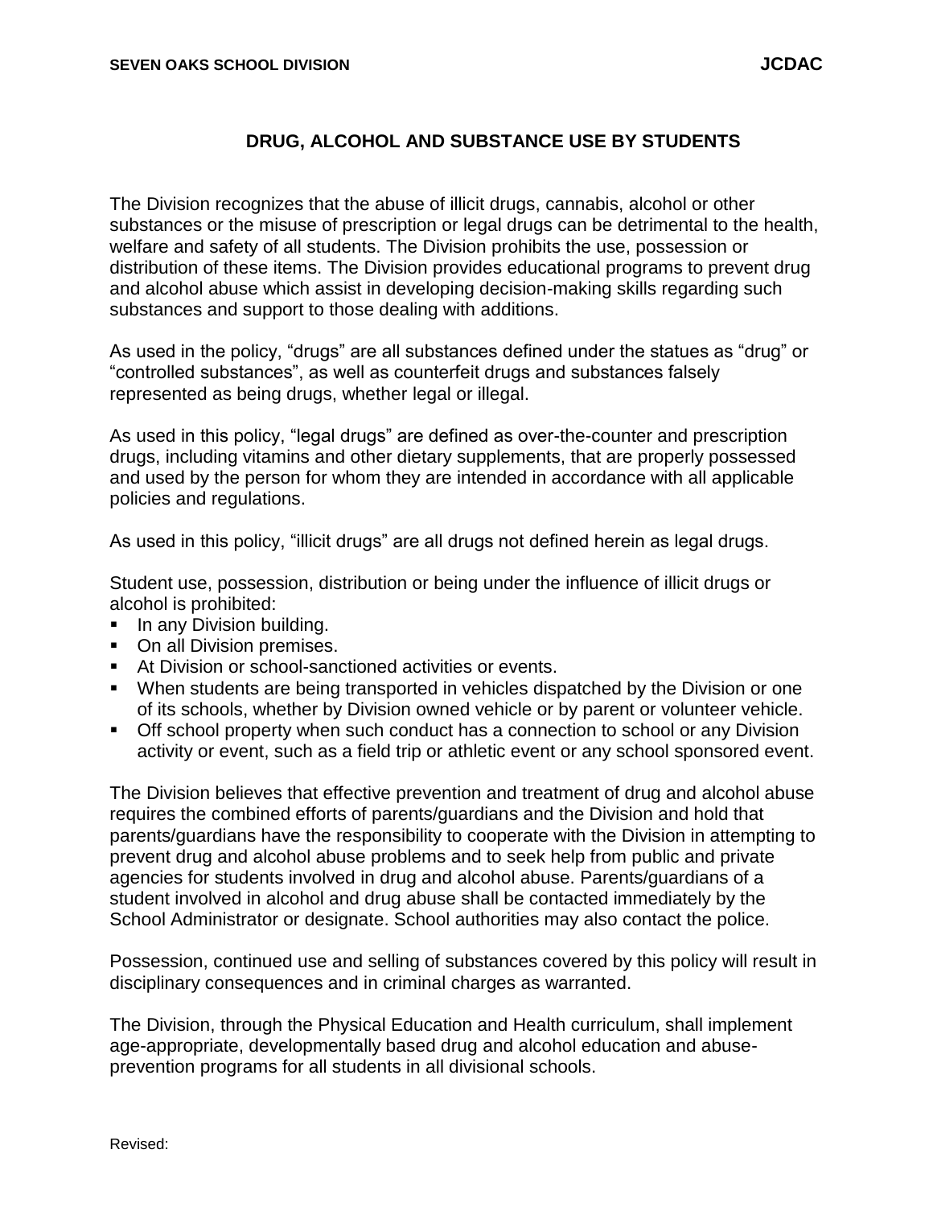# DRUG, ALCOHOL AND SUBSTANCE USE BY STUDENTS

The Division recognizes that the abuse of illicit drugs, cannabis, alcohol or other substances or the misuse of prescription or legal drugs can be detrimental to the health, welfare and safety of all students. The Division prohibits the use, possession or distribution of these items. The Division provides educational programs to prevent drug and alcohol abuse which assist in developing decision-making skills regarding such substances and support to those dealing with additions.

As used in the policy, "drugs" are all substances defined under the statues as "drug" or "controlled substances", as well as counterfeit drugs and substances falsely represented as being drugs, whether legal or illegal.

As used in this policy, "legal drugs" are defined as over-the-counter and prescription drugs, including vitamins and other dietary supplements, that are properly possessed and used by the person for whom they are intended in accordance with all applicable policies and regulations.

As used in this policy, "illicit drugs" are all drugs not defined herein as legal drugs.

Student use, possession, distribution or being under the influence of illicit drugs or alcohol is prohibited:

- In any Division building.
- On all Division premises.
- At Division or school-sanctioned activities or events.
- When students are being transported in vehicles dispatched by the Division or one of its schools, whether by Division owned vehicle or by parent or volunteer vehicle.
- Off school property when such conduct has a connection to school or any Division activity or event, such as a field trip or athletic event or any school sponsored event.

The Division believes that effective prevention and treatment of drug and alcohol abuse requires the combined efforts of parents/guardians and the Division and hold that parents/guardians have the responsibility to cooperate with the Division in attempting to prevent drug and alcohol abuse problems and to seek help from public and private agencies for students involved in drug and alcohol abuse. Parents/guardians of a student involved in alcohol and drug abuse shall be contacted immediately by the School Administrator or designate. School authorities may also contact the police.

Possession, continued use and selling of substances covered by this policy will result in disciplinary consequences and in criminal charges as warranted.

The Division, through the Physical Education and Health curriculum, shall implement age-appropriate, developmentally based drug and alcohol education and abuse-prevention programs for all students in all divisional schools.

Revised: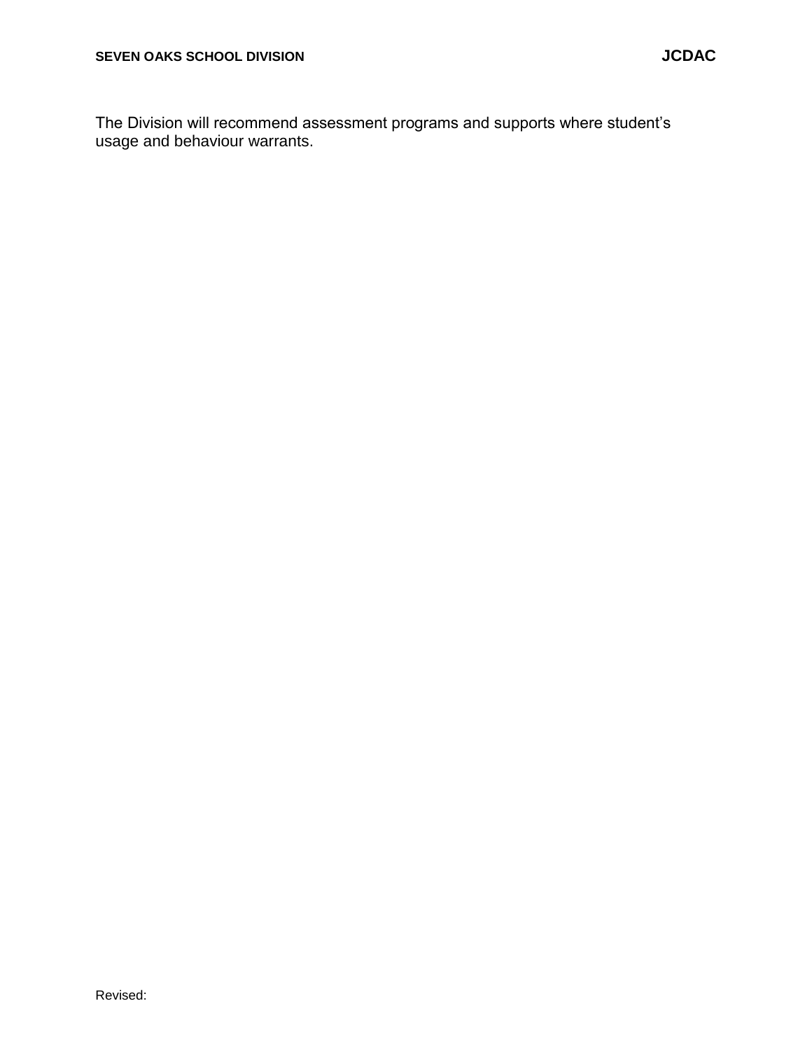The Division will recommend assessment programs and supports where student's usage and behaviour warrants.

Revised: